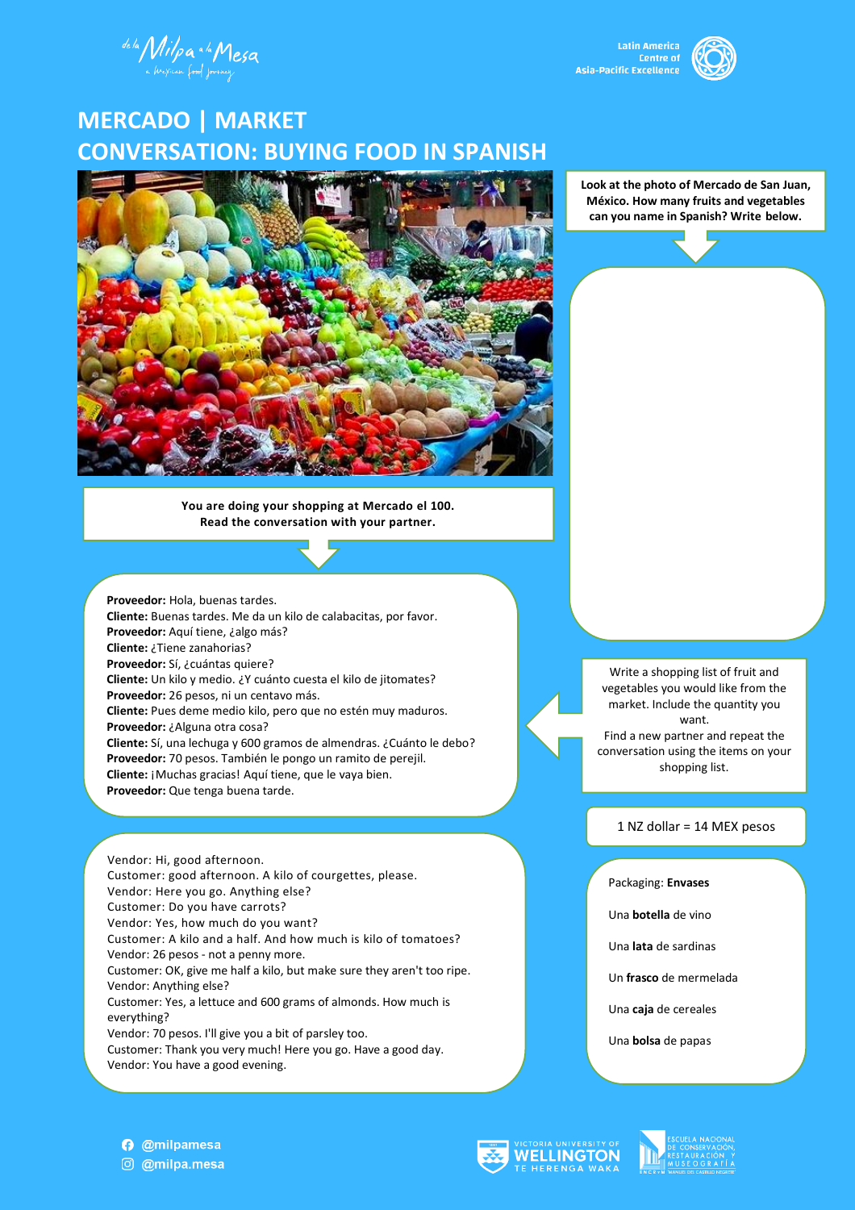# MERCADO | MARKET

# CONVERSATION: BUYING FOOD IN SPANISH

**Look at the photo of Mercado de San Juan, México. How many fruits and vegetables can you name in Spanish? Write below.**

**You are doing your shopping at Mercado el 100. Read the conversation with your partner.**

**Proveedor:** Hola, buenas tardes.
**Cliente:** Buenas tardes. Me da un kilo de calabacitas, por favor.
**Proveedor:** Aquí tiene, ¿algo más?
**Cliente:** ¿Tiene zanahorias?
**Proveedor:** Sí, ¿cuántas quiere?
**Cliente:** Un kilo y medio. ¿Y cuánto cuesta el kilo de jitomates?
**Proveedor:** 26 pesos, ni un centavo más.
**Cliente:** Pues deme medio kilo, pero que no estén muy maduros.
**Proveedor:** ¿Alguna otra cosa?
**Cliente:** Sí, una lechuga y 600 gramos de almendras. ¿Cuánto le debo?
**Proveedor:** 70 pesos. También le pongo un ramito de perejil.
**Cliente:** ¡Muchas gracias! Aquí tiene, que le vaya bien.
**Proveedor:** Que tenga buena tarde.

Vendor: Hi, good afternoon.
Customer: good afternoon. A kilo of courgettes, please.
Vendor: Here you go. Anything else?
Customer: Do you have carrots?
Vendor: Yes, how much do you want?
Customer: A kilo and a half. And how much is kilo of tomatoes?
Vendor: 26 pesos - not a penny more.
Customer: OK, give me half a kilo, but make sure they aren't too ripe.
Vendor: Anything else?
Customer: Yes, a lettuce and 600 grams of almonds. How much is everything?
Vendor: 70 pesos. I'll give you a bit of parsley too.
Customer: Thank you very much! Here you go. Have a good day.
Vendor: You have a good evening.

Write a shopping list of fruit and vegetables you would like from the market. Include the quantity you want.
Find a new partner and repeat the conversation using the items on your shopping list.

1 NZ dollar = 14 MEX pesos

Packaging: **Envases**

Una **botella** de vino

Una **lata** de sardinas

Un **frasco** de mermelada

Una **caja** de cereales

Una **bolsa** de papas

@milpamesa
@milpa.mesa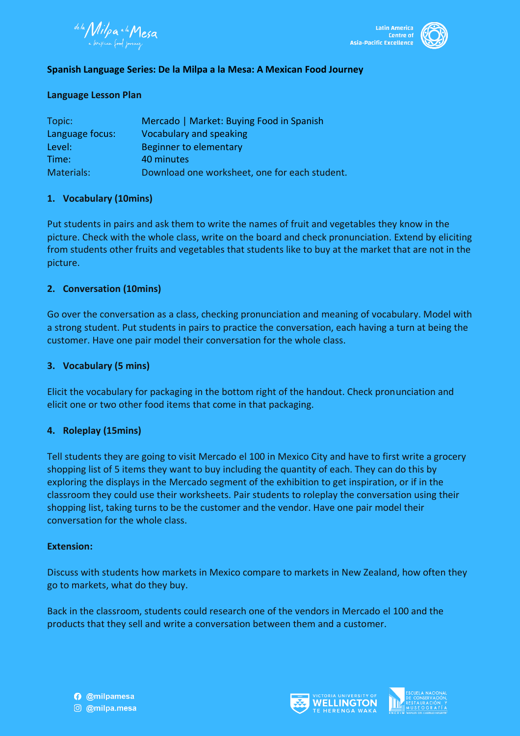**Spanish Language Series: De la Milpa a la Mesa: A Mexican Food Journey**

**Language Lesson Plan**

| | |
|---|---|
| Topic: | Mercado \| Market: Buying Food in Spanish |
| Language focus: | Vocabulary and speaking |
| Level: | Beginner to elementary |
| Time: | 40 minutes |
| Materials: | Download one worksheet, one for each student. |

**1. Vocabulary (10mins)**

Put students in pairs and ask them to write the names of fruit and vegetables they know in the picture. Check with the whole class, write on the board and check pronunciation. Extend by eliciting from students other fruits and vegetables that students like to buy at the market that are not in the picture.

**2. Conversation (10mins)**

Go over the conversation as a class, checking pronunciation and meaning of vocabulary. Model with a strong student. Put students in pairs to practice the conversation, each having a turn at being the customer. Have one pair model their conversation for the whole class.

**3. Vocabulary (5 mins)**

Elicit the vocabulary for packaging in the bottom right of the handout. Check pronunciation and elicit one or two other food items that come in that packaging.

**4. Roleplay (15mins)**

Tell students they are going to visit Mercado el 100 in Mexico City and have to first write a grocery shopping list of 5 items they want to buy including the quantity of each. They can do this by exploring the displays in the Mercado segment of the exhibition to get inspiration, or if in the classroom they could use their worksheets. Pair students to roleplay the conversation using their shopping list, taking turns to be the customer and the vendor. Have one pair model their conversation for the whole class.

**Extension:**

Discuss with students how markets in Mexico compare to markets in New Zealand, how often they go to markets, what do they buy.

Back in the classroom, students could research one of the vendors in Mercado el 100 and the products that they sell and write a conversation between them and a customer.

@milpamesa
@milpa.mesa